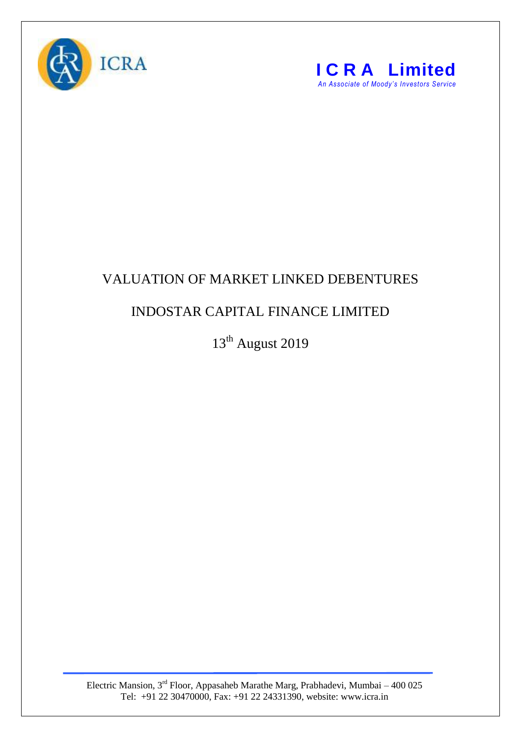ICRA

**I C R A Limited**
*An Associate of Moody's Investors Service*

# VALUATION OF MARKET LINKED DEBENTURES

## INDOSTAR CAPITAL FINANCE LIMITED

13th August 2019

Electric Mansion, 3rd Floor, Appasaheb Marathe Marg, Prabhadevi, Mumbai – 400 025
Tel: +91 22 30470000, Fax: +91 22 24331390, website: www.icra.in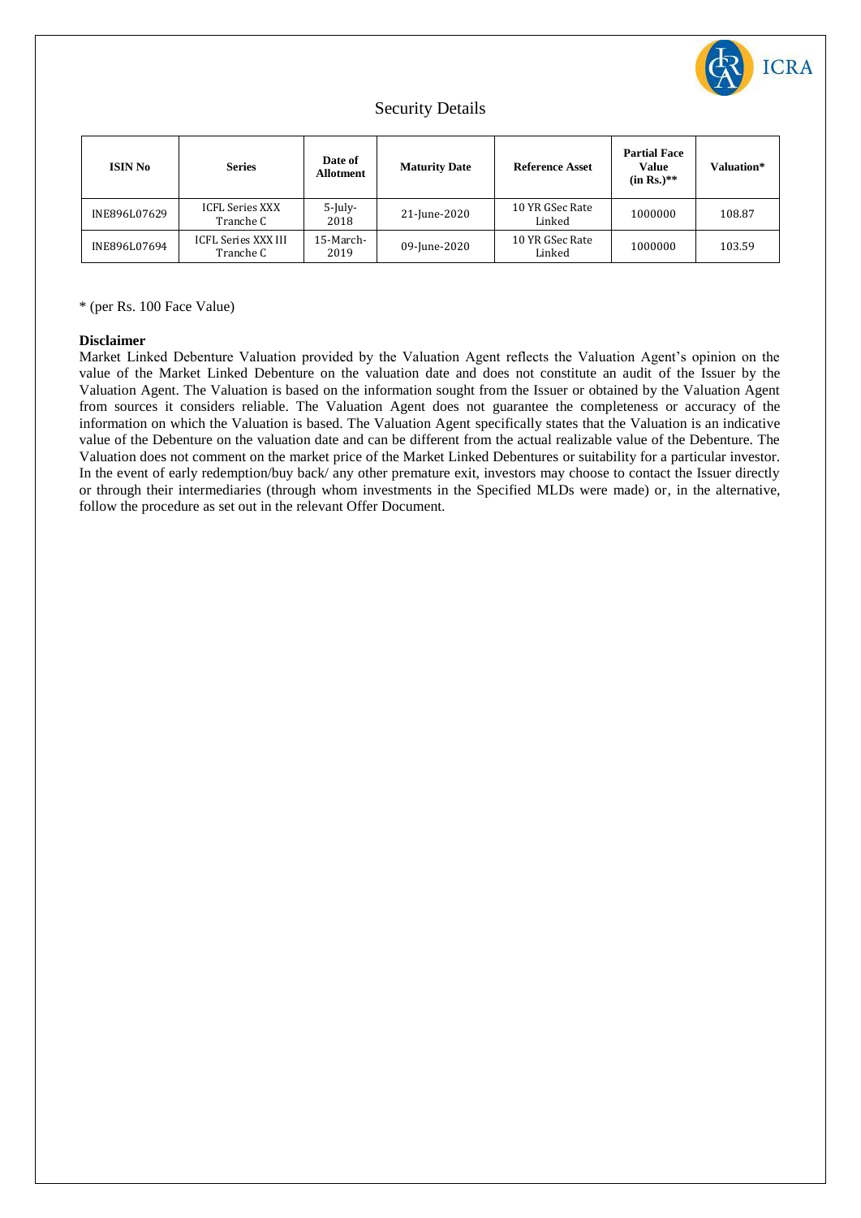## Security Details

| ISIN No | Series | Date of Allotment | Maturity Date | Reference Asset | Partial Face Value (in Rs.)** | Valuation* |
|---|---|---|---|---|---|---|
| INE896L07629 | ICFL Series XXX Tranche C | 5-July-2018 | 21-June-2020 | 10 YR GSec Rate Linked | 1000000 | 108.87 |
| INE896L07694 | ICFL Series XXX III Tranche C | 15-March-2019 | 09-June-2020 | 10 YR GSec Rate Linked | 1000000 | 103.59 |

* (per Rs. 100 Face Value)

**Disclaimer**

Market Linked Debenture Valuation provided by the Valuation Agent reflects the Valuation Agent's opinion on the value of the Market Linked Debenture on the valuation date and does not constitute an audit of the Issuer by the Valuation Agent. The Valuation is based on the information sought from the Issuer or obtained by the Valuation Agent from sources it considers reliable. The Valuation Agent does not guarantee the completeness or accuracy of the information on which the Valuation is based. The Valuation Agent specifically states that the Valuation is an indicative value of the Debenture on the valuation date and can be different from the actual realizable value of the Debenture. The Valuation does not comment on the market price of the Market Linked Debentures or suitability for a particular investor. In the event of early redemption/buy back/ any other premature exit, investors may choose to contact the Issuer directly or through their intermediaries (through whom investments in the Specified MLDs were made) or, in the alternative, follow the procedure as set out in the relevant Offer Document.